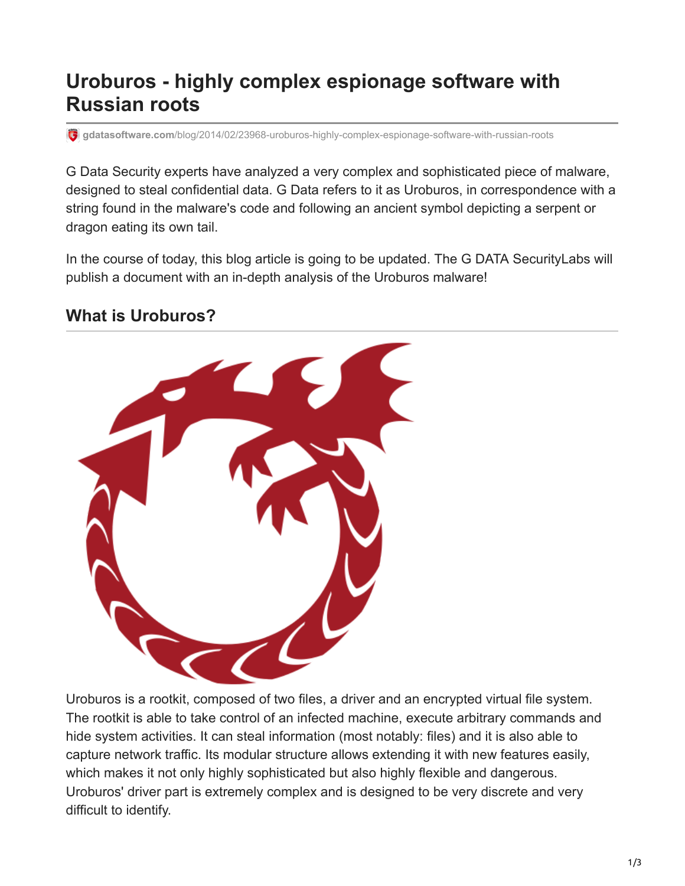# Uroburos - highly complex espionage software with Russian roots

gdatasoftware.com/blog/2014/02/23968-uroburos-highly-complex-espionage-software-with-russian-roots

G Data Security experts have analyzed a very complex and sophisticated piece of malware, designed to steal confidential data. G Data refers to it as Uroburos, in correspondence with a string found in the malware's code and following an ancient symbol depicting a serpent or dragon eating its own tail.

In the course of today, this blog article is going to be updated. The G DATA SecurityLabs will publish a document with an in-depth analysis of the Uroburos malware!

## What is Uroburos?

Uroburos is a rootkit, composed of two files, a driver and an encrypted virtual file system. The rootkit is able to take control of an infected machine, execute arbitrary commands and hide system activities. It can steal information (most notably: files) and it is also able to capture network traffic. Its modular structure allows extending it with new features easily, which makes it not only highly sophisticated but also highly flexible and dangerous. Uroburos' driver part is extremely complex and is designed to be very discrete and very difficult to identify.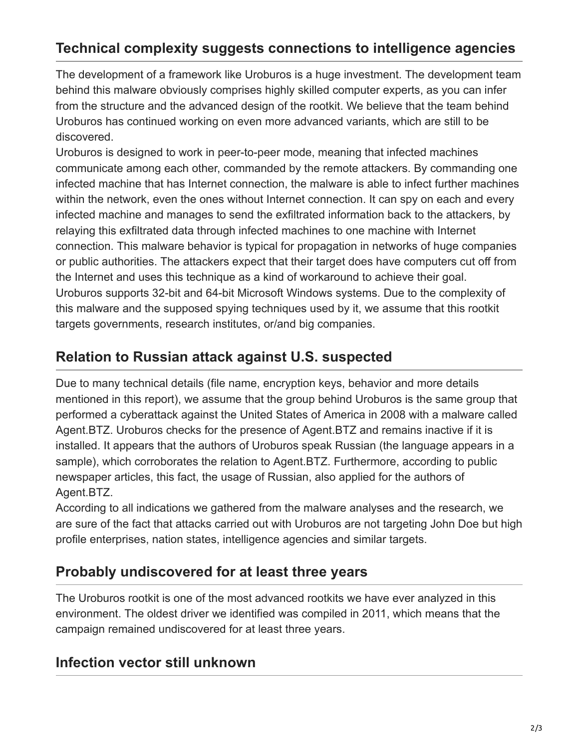## Technical complexity suggests connections to intelligence agencies

The development of a framework like Uroburos is a huge investment. The development team behind this malware obviously comprises highly skilled computer experts, as you can infer from the structure and the advanced design of the rootkit. We believe that the team behind Uroburos has continued working on even more advanced variants, which are still to be discovered.

Uroburos is designed to work in peer-to-peer mode, meaning that infected machines communicate among each other, commanded by the remote attackers. By commanding one infected machine that has Internet connection, the malware is able to infect further machines within the network, even the ones without Internet connection. It can spy on each and every infected machine and manages to send the exfiltrated information back to the attackers, by relaying this exfiltrated data through infected machines to one machine with Internet connection. This malware behavior is typical for propagation in networks of huge companies or public authorities. The attackers expect that their target does have computers cut off from the Internet and uses this technique as a kind of workaround to achieve their goal.

Uroburos supports 32-bit and 64-bit Microsoft Windows systems. Due to the complexity of this malware and the supposed spying techniques used by it, we assume that this rootkit targets governments, research institutes, or/and big companies.

## Relation to Russian attack against U.S. suspected

Due to many technical details (file name, encryption keys, behavior and more details mentioned in this report), we assume that the group behind Uroburos is the same group that performed a cyberattack against the United States of America in 2008 with a malware called Agent.BTZ. Uroburos checks for the presence of Agent.BTZ and remains inactive if it is installed. It appears that the authors of Uroburos speak Russian (the language appears in a sample), which corroborates the relation to Agent.BTZ. Furthermore, according to public newspaper articles, this fact, the usage of Russian, also applied for the authors of Agent.BTZ.

According to all indications we gathered from the malware analyses and the research, we are sure of the fact that attacks carried out with Uroburos are not targeting John Doe but high profile enterprises, nation states, intelligence agencies and similar targets.

## Probably undiscovered for at least three years

The Uroburos rootkit is one of the most advanced rootkits we have ever analyzed in this environment. The oldest driver we identified was compiled in 2011, which means that the campaign remained undiscovered for at least three years.

## Infection vector still unknown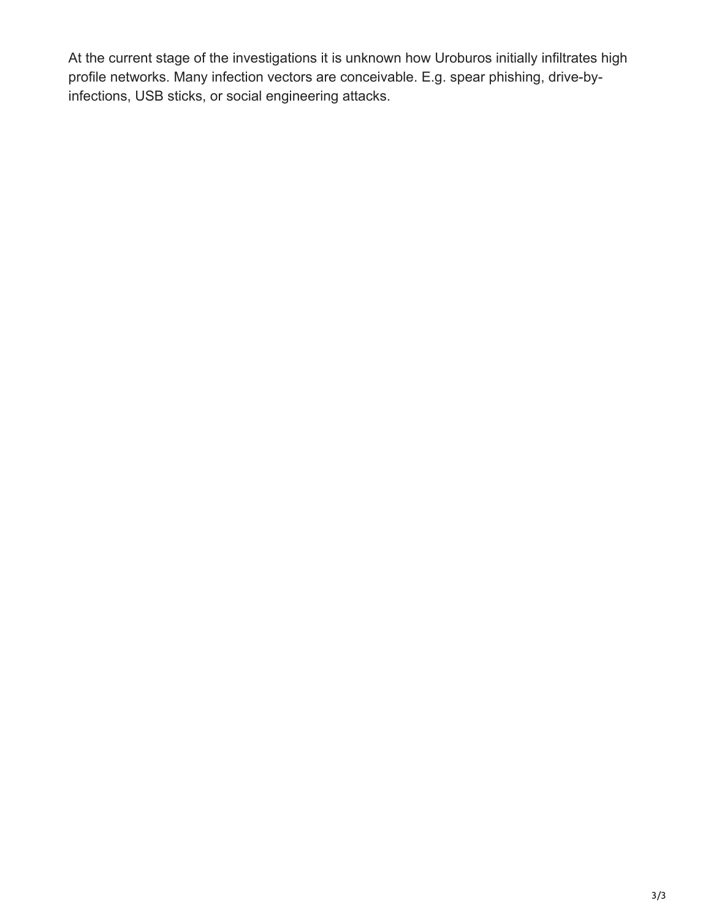At the current stage of the investigations it is unknown how Uroburos initially infiltrates high profile networks. Many infection vectors are conceivable. E.g. spear phishing, drive-by-infections, USB sticks, or social engineering attacks.